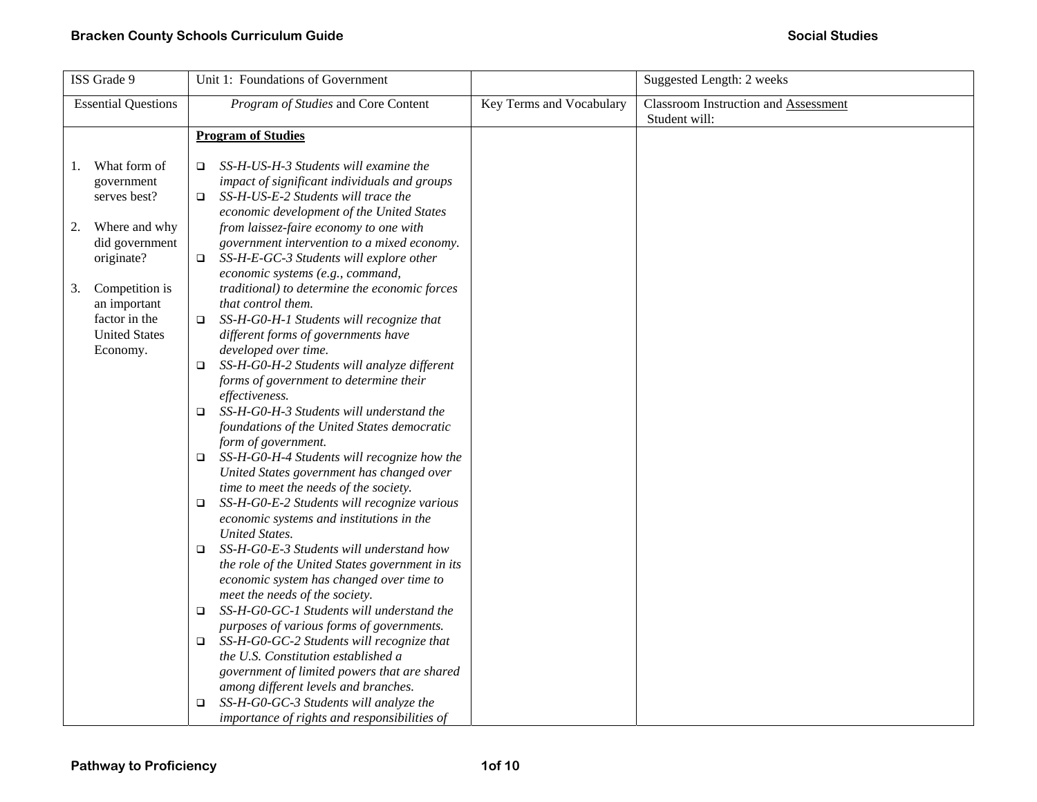| ISS Grade 9 | Unit 1: Foundations of Government | | Suggested Length: 2 weeks |
|---|---|---|---|
| Essential Questions | *Program of Studies* and Core Content | Key Terms and Vocabulary | Classroom Instruction and Assessment<br>Student will: |
| 1. What form of government serves best?<br><br>2. Where and why did government originate?<br><br>3. Competition is an important factor in the United States Economy. | **Program of Studies**<br><br>❑ *SS-H-US-H-3 Students will examine the impact of significant individuals and groups*<br>❑ *SS-H-US-E-2 Students will trace the economic development of the United States from laissez-faire economy to one with government intervention to a mixed economy.*<br>❑ *SS-H-E-GC-3 Students will explore other economic systems (e.g., command, traditional) to determine the economic forces that control them.*<br>❑ *SS-H-G0-H-1 Students will recognize that different forms of governments have developed over time.*<br>❑ *SS-H-G0-H-2 Students will analyze different forms of government to determine their effectiveness.*<br>❑ *SS-H-G0-H-3 Students will understand the foundations of the United States democratic form of government.*<br>❑ *SS-H-G0-H-4 Students will recognize how the United States government has changed over time to meet the needs of the society.*<br>❑ *SS-H-G0-E-2 Students will recognize various economic systems and institutions in the United States.*<br>❑ *SS-H-G0-E-3 Students will understand how the role of the United States government in its economic system has changed over time to meet the needs of the society.*<br>❑ *SS-H-G0-GC-1 Students will understand the purposes of various forms of governments.*<br>❑ *SS-H-G0-GC-2 Students will recognize that the U.S. Constitution established a government of limited powers that are shared among different levels and branches.*<br>❑ *SS-H-G0-GC-3 Students will analyze the importance of rights and responsibilities of* | | |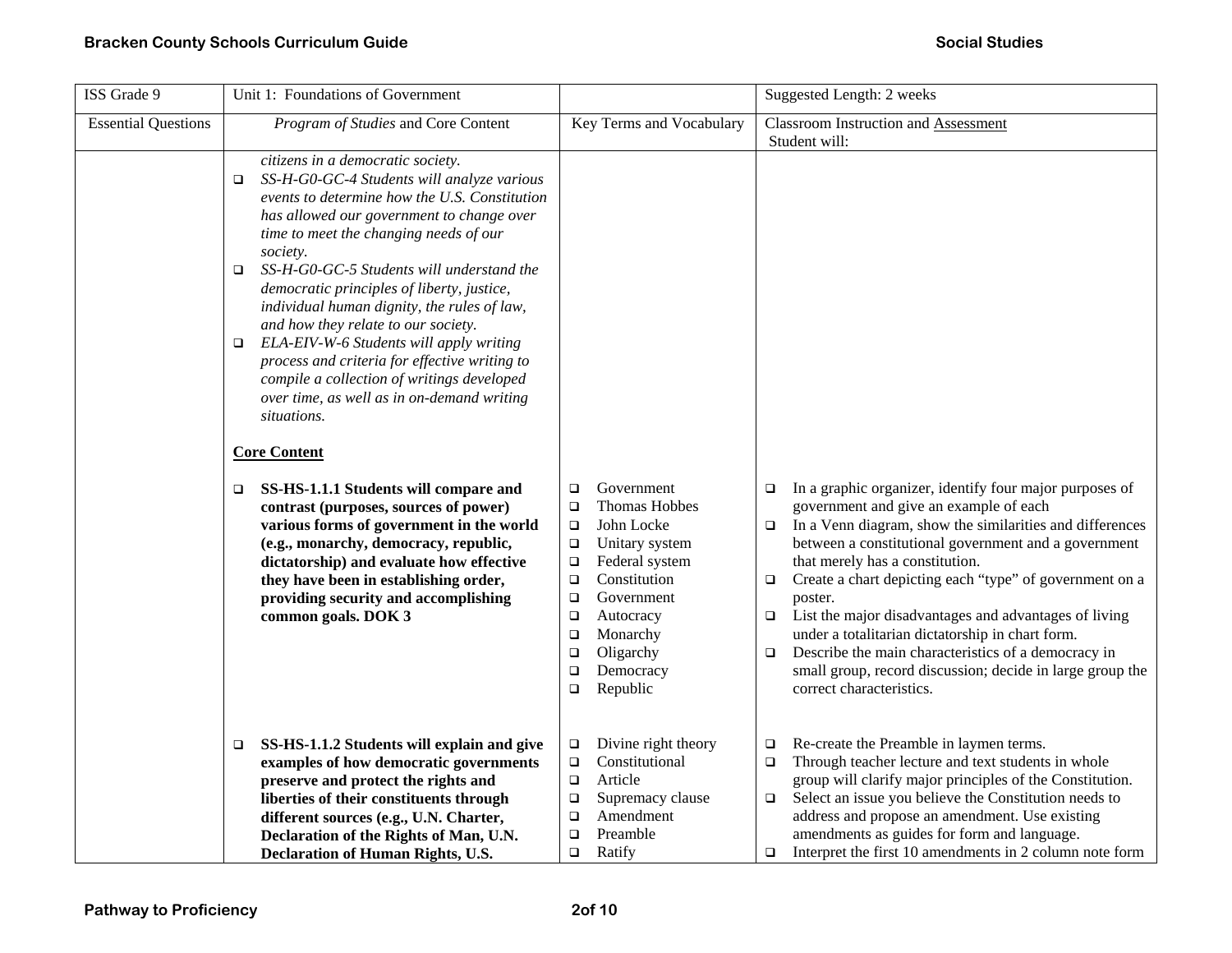| ISS Grade 9 | Unit 1: Foundations of Government | | Suggested Length: 2 weeks |
|---|---|---|---|
| Essential Questions | *Program of Studies* and Core Content | Key Terms and Vocabulary | Classroom Instruction and Assessment<br>Student will: |
| | *citizens in a democratic society.*<br>❑ *SS-H-G0-GC-4 Students will analyze various events to determine how the U.S. Constitution has allowed our government to change over time to meet the changing needs of our society.*<br>❑ *SS-H-G0-GC-5 Students will understand the democratic principles of liberty, justice, individual human dignity, the rules of law, and how they relate to our society.*<br>❑ *ELA-EIV-W-6 Students will apply writing process and criteria for effective writing to compile a collection of writings developed over time, as well as in on-demand writing situations.*<br><br>**Core Content** | | |
| | ❑ **SS-HS-1.1.1 Students will compare and contrast (purposes, sources of power) various forms of government in the world (e.g., monarchy, democracy, republic, dictatorship) and evaluate how effective they have been in establishing order, providing security and accomplishing common goals. DOK 3** | ❑ Government<br>❑ Thomas Hobbes<br>❑ John Locke<br>❑ Unitary system<br>❑ Federal system<br>❑ Constitution<br>❑ Government<br>❑ Autocracy<br>❑ Monarchy<br>❑ Oligarchy<br>❑ Democracy<br>❑ Republic | ❑ In a graphic organizer, identify four major purposes of government and give an example of each<br>❑ In a Venn diagram, show the similarities and differences between a constitutional government and a government that merely has a constitution.<br>❑ Create a chart depicting each "type" of government on a poster.<br>❑ List the major disadvantages and advantages of living under a totalitarian dictatorship in chart form.<br>❑ Describe the main characteristics of a democracy in small group, record discussion; decide in large group the correct characteristics. |
| | ❑ **SS-HS-1.1.2 Students will explain and give examples of how democratic governments preserve and protect the rights and liberties of their constituents through different sources (e.g., U.N. Charter, Declaration of the Rights of Man, U.N. Declaration of Human Rights, U.S.** | ❑ Divine right theory<br>❑ Constitutional<br>❑ Article<br>❑ Supremacy clause<br>❑ Amendment<br>❑ Preamble<br>❑ Ratify | ❑ Re-create the Preamble in laymen terms.<br>❑ Through teacher lecture and text students in whole group will clarify major principles of the Constitution.<br>❑ Select an issue you believe the Constitution needs to address and propose an amendment. Use existing amendments as guides for form and language.<br>❑ Interpret the first 10 amendments in 2 column note form |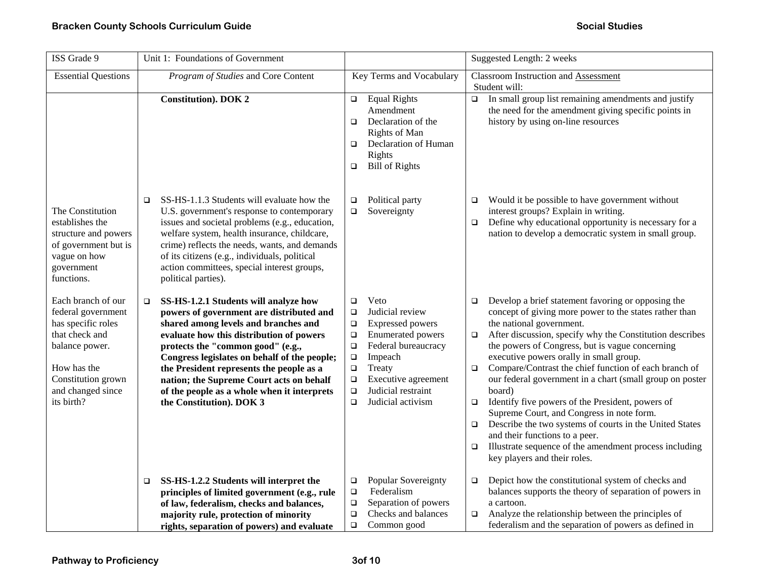| ISS Grade 9 | Unit 1: Foundations of Government | | Suggested Length: 2 weeks |
|---|---|---|---|
| Essential Questions | *Program of Studies* and Core Content | Key Terms and Vocabulary | Classroom Instruction and Assessment<br>Student will: |
| | **Constitution). DOK 2** | ❑ Equal Rights Amendment<br>❑ Declaration of the Rights of Man<br>❑ Declaration of Human Rights<br>❑ Bill of Rights | ❑ In small group list remaining amendments and justify the need for the amendment giving specific points in history by using on-line resources |
| The Constitution establishes the structure and powers of government but is vague on how government functions. | ❑ SS-HS-1.1.3 Students will evaluate how the U.S. government's response to contemporary issues and societal problems (e.g., education, welfare system, health insurance, childcare, crime) reflects the needs, wants, and demands of its citizens (e.g., individuals, political action committees, special interest groups, political parties). | ❑ Political party<br>❑ Sovereignty | ❑ Would it be possible to have government without interest groups? Explain in writing.<br>❑ Define why educational opportunity is necessary for a nation to develop a democratic system in small group. |
| Each branch of our federal government has specific roles that check and balance power.<br><br>How has the Constitution grown and changed since its birth? | ❑ **SS-HS-1.2.1 Students will analyze how powers of government are distributed and shared among levels and branches and evaluate how this distribution of powers protects the "common good" (e.g., Congress legislates on behalf of the people; the President represents the people as a nation; the Supreme Court acts on behalf of the people as a whole when it interprets the Constitution). DOK 3** | ❑ Veto<br>❑ Judicial review<br>❑ Expressed powers<br>❑ Enumerated powers<br>❑ Federal bureaucracy<br>❑ Impeach<br>❑ Treaty<br>❑ Executive agreement<br>❑ Judicial restraint<br>❑ Judicial activism | ❑ Develop a brief statement favoring or opposing the concept of giving more power to the states rather than the national government.<br>❑ After discussion, specify why the Constitution describes the powers of Congress, but is vague concerning executive powers orally in small group.<br>❑ Compare/Contrast the chief function of each branch of our federal government in a chart (small group on poster board)<br>❑ Identify five powers of the President, powers of Supreme Court, and Congress in note form.<br>❑ Describe the two systems of courts in the United States and their functions to a peer.<br>❑ Illustrate sequence of the amendment process including key players and their roles. |
| | ❑ **SS-HS-1.2.2 Students will interpret the principles of limited government (e.g., rule of law, federalism, checks and balances, majority rule, protection of minority rights, separation of powers) and evaluate** | ❑ Popular Sovereignty<br>❑ Federalism<br>❑ Separation of powers<br>❑ Checks and balances<br>❑ Common good | ❑ Depict how the constitutional system of checks and balances supports the theory of separation of powers in a cartoon.<br>❑ Analyze the relationship between the principles of federalism and the separation of powers as defined in |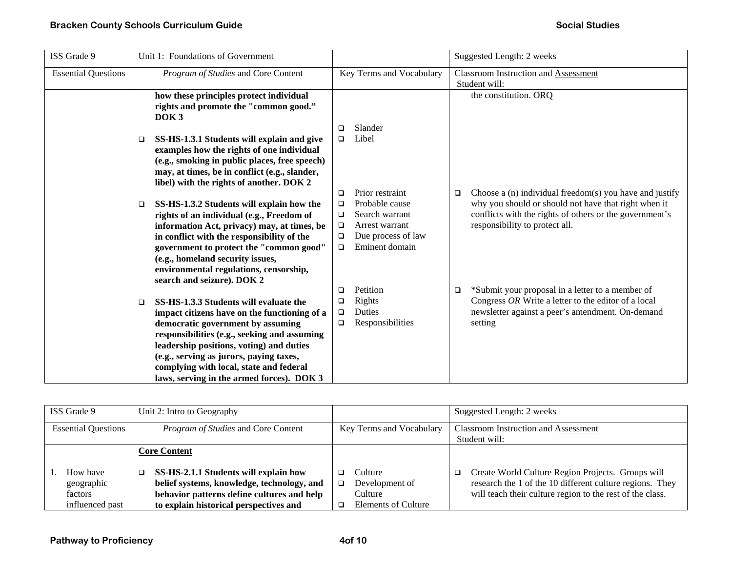| ISS Grade 9 | Unit 1: Foundations of Government | | Suggested Length: 2 weeks |
|---|---|---|---|
| Essential Questions | *Program of Studies* and Core Content | Key Terms and Vocabulary | Classroom Instruction and Assessment<br>Student will: |
| | **how these principles protect individual rights and promote the "common good." DOK 3**<br><br>❑ **SS-HS-1.3.1 Students will explain and give examples how the rights of one individual (e.g., smoking in public places, free speech) may, at times, be in conflict (e.g., slander, libel) with the rights of another. DOK 2**<br><br>❑ **SS-HS-1.3.2 Students will explain how the rights of an individual (e.g., Freedom of information Act, privacy) may, at times, be in conflict with the responsibility of the government to protect the "common good" (e.g., homeland security issues, environmental regulations, censorship, search and seizure). DOK 2**<br><br>❑ **SS-HS-1.3.3 Students will evaluate the impact citizens have on the functioning of a democratic government by assuming responsibilities (e.g., seeking and assuming leadership positions, voting) and duties (e.g., serving as jurors, paying taxes, complying with local, state and federal laws, serving in the armed forces). DOK 3** | ❑ Slander<br>❑ Libel<br><br>❑ Prior restraint<br>❑ Probable cause<br>❑ Search warrant<br>❑ Arrest warrant<br>❑ Due process of law<br>❑ Eminent domain<br><br>❑ Petition<br>❑ Rights<br>❑ Duties<br>❑ Responsibilities | the constitution. ORQ<br><br>❑ Choose a (n) individual freedom(s) you have and justify why you should or should not have that right when it conflicts with the rights of others or the government's responsibility to protect all.<br><br>❑ *Submit your proposal in a letter to a member of Congress *OR* Write a letter to the editor of a local newsletter against a peer's amendment. On-demand setting |

| ISS Grade 9 | Unit 2: Intro to Geography | | Suggested Length: 2 weeks |
|---|---|---|---|
| Essential Questions | *Program of Studies* and Core Content | Key Terms and Vocabulary | Classroom Instruction and Assessment<br>Student will: |
| 1. How have geographic factors influenced past | **Core Content**<br><br>❑ **SS-HS-2.1.1 Students will explain how belief systems, knowledge, technology, and behavior patterns define cultures and help to explain historical perspectives and** | ❑ Culture<br>❑ Development of Culture<br>❑ Elements of Culture | ❑ Create World Culture Region Projects. Groups will research the 1 of the 10 different culture regions. They will teach their culture region to the rest of the class. |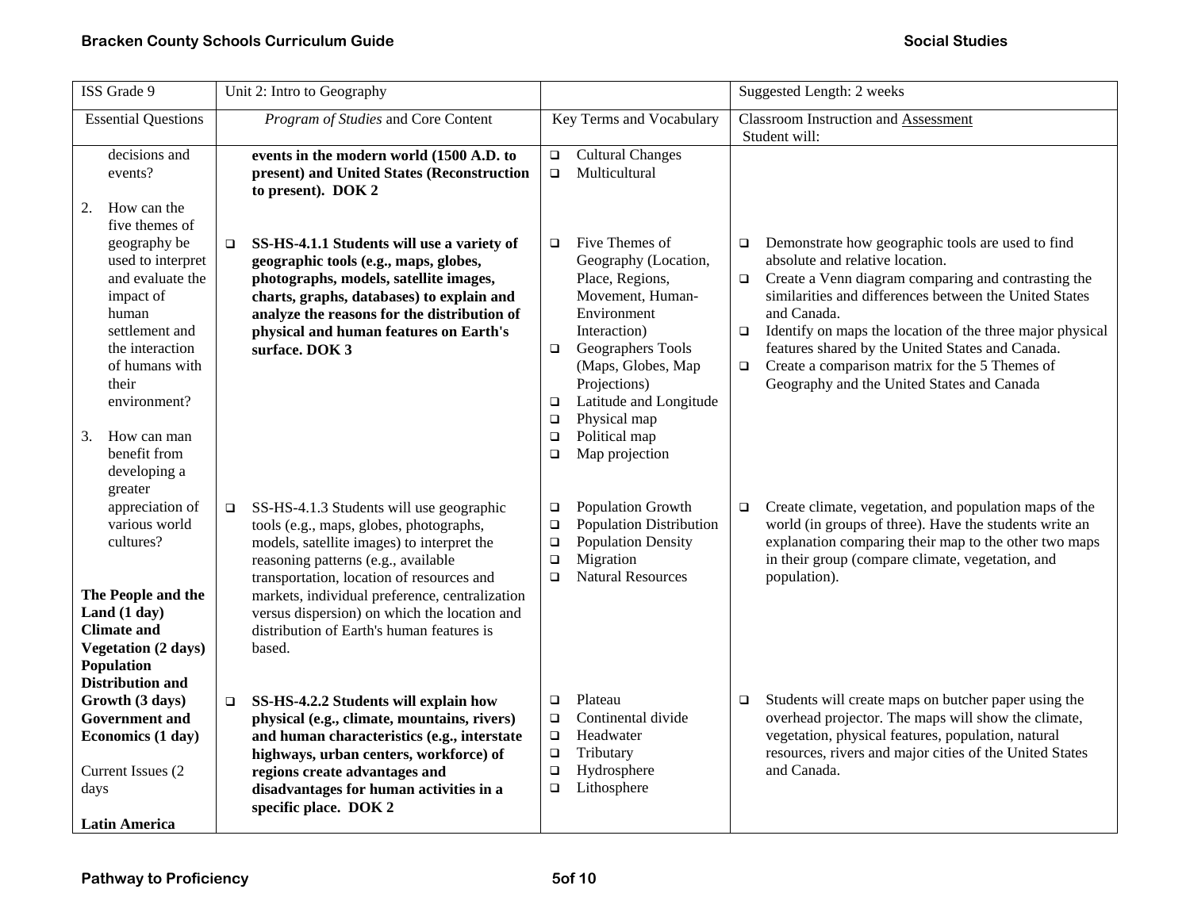| ISS Grade 9 | Unit 2: Intro to Geography | | Suggested Length: 2 weeks |
|---|---|---|---|
| Essential Questions | *Program of Studies* and Core Content | Key Terms and Vocabulary | Classroom Instruction and Assessment<br>Student will: |
| decisions and events?<br><br>2. How can the five themes of geography be used to interpret and evaluate the impact of human settlement and the interaction of humans with their environment?<br><br>3. How can man benefit from developing a greater appreciation of various world cultures?<br><br>**The People and the Land (1 day)**<br>**Climate and Vegetation (2 days)**<br>**Population Distribution and Growth (3 days)**<br>**Government and Economics (1 day)**<br><br>Current Issues (2 days<br><br>**Latin America** | **events in the modern world (1500 A.D. to present) and United States (Reconstruction to present). DOK 2**<br><br>❑ **SS-HS-4.1.1 Students will use a variety of geographic tools (e.g., maps, globes, photographs, models, satellite images, charts, graphs, databases) to explain and analyze the reasons for the distribution of physical and human features on Earth's surface. DOK 3**<br><br>❑ SS-HS-4.1.3 Students will use geographic tools (e.g., maps, globes, photographs, models, satellite images) to interpret the reasoning patterns (e.g., available transportation, location of resources and markets, individual preference, centralization versus dispersion) on which the location and distribution of Earth's human features is based.<br><br>❑ **SS-HS-4.2.2 Students will explain how physical (e.g., climate, mountains, rivers) and human characteristics (e.g., interstate highways, urban centers, workforce) of regions create advantages and disadvantages for human activities in a specific place. DOK 2** | ❑ Cultural Changes<br>❑ Multicultural<br><br>❑ Five Themes of Geography (Location, Place, Regions, Movement, Human-Environment Interaction)<br>❑ Geographers Tools (Maps, Globes, Map Projections)<br>❑ Latitude and Longitude<br>❑ Physical map<br>❑ Political map<br>❑ Map projection<br><br>❑ Population Growth<br>❑ Population Distribution<br>❑ Population Density<br>❑ Migration<br>❑ Natural Resources<br><br>❑ Plateau<br>❑ Continental divide<br>❑ Headwater<br>❑ Tributary<br>❑ Hydrosphere<br>❑ Lithosphere | ❑ Demonstrate how geographic tools are used to find absolute and relative location.<br>❑ Create a Venn diagram comparing and contrasting the similarities and differences between the United States and Canada.<br>❑ Identify on maps the location of the three major physical features shared by the United States and Canada.<br>❑ Create a comparison matrix for the 5 Themes of Geography and the United States and Canada<br><br>❑ Create climate, vegetation, and population maps of the world (in groups of three). Have the students write an explanation comparing their map to the other two maps in their group (compare climate, vegetation, and population).<br><br>❑ Students will create maps on butcher paper using the overhead projector. The maps will show the climate, vegetation, physical features, population, natural resources, rivers and major cities of the United States and Canada. |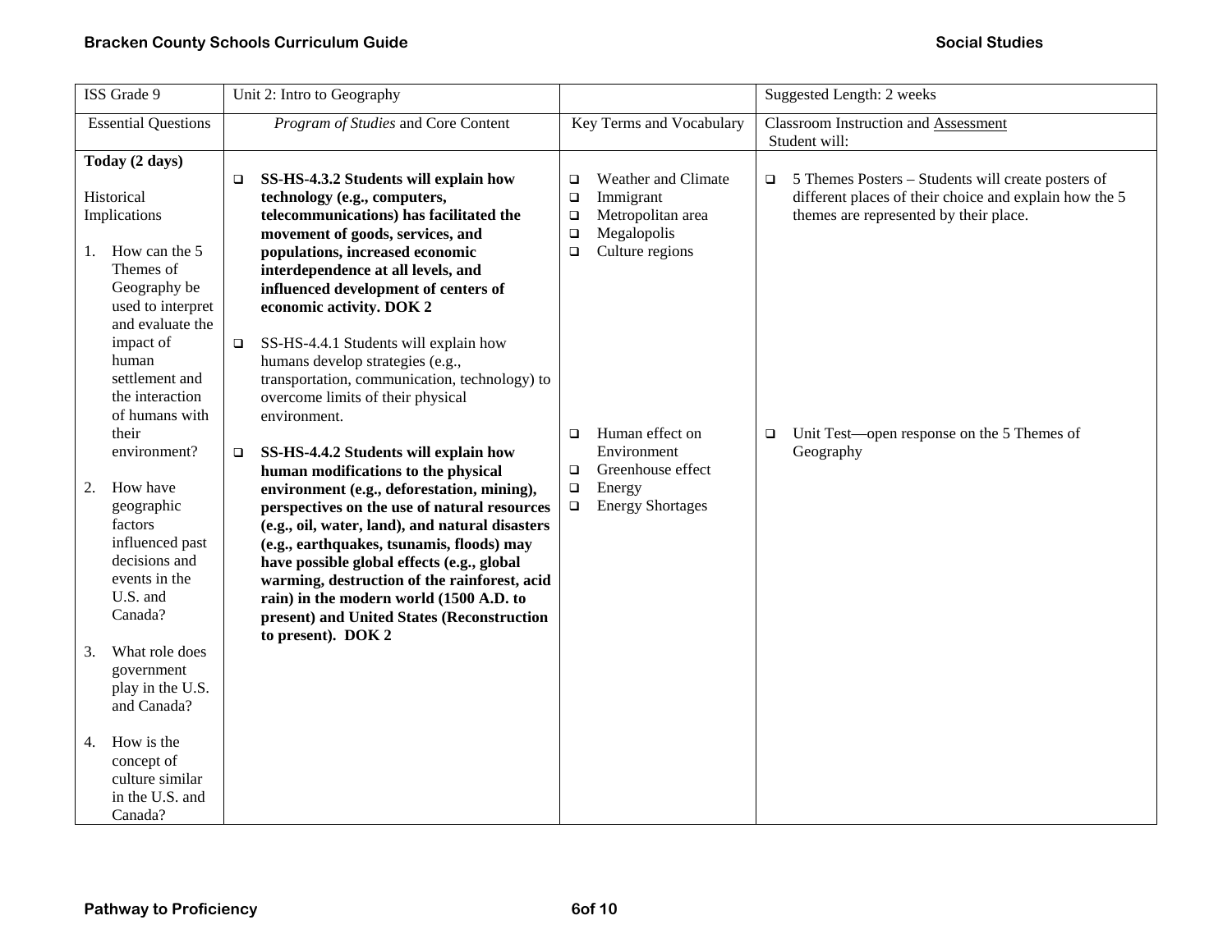| ISS Grade 9 | Unit 2: Intro to Geography | | Suggested Length: 2 weeks |
|---|---|---|---|
| Essential Questions | *Program of Studies* and Core Content | Key Terms and Vocabulary | Classroom Instruction and Assessment Student will: |
| **Today (2 days)**<br><br>Historical Implications<br><br>1. How can the 5 Themes of Geography be used to interpret and evaluate the impact of human settlement and the interaction of humans with their environment?<br><br>2. How have geographic factors influenced past decisions and events in the U.S. and Canada?<br><br>3. What role does government play in the U.S. and Canada?<br><br>4. How is the concept of culture similar in the U.S. and Canada? | ❑ **SS-HS-4.3.2 Students will explain how technology (e.g., computers, telecommunications) has facilitated the movement of goods, services, and populations, increased economic interdependence at all levels, and influenced development of centers of economic activity. DOK 2**<br><br>❑ SS-HS-4.4.1 Students will explain how humans develop strategies (e.g., transportation, communication, technology) to overcome limits of their physical environment.<br><br>❑ **SS-HS-4.4.2 Students will explain how human modifications to the physical environment (e.g., deforestation, mining), perspectives on the use of natural resources (e.g., oil, water, land), and natural disasters (e.g., earthquakes, tsunamis, floods) may have possible global effects (e.g., global warming, destruction of the rainforest, acid rain) in the modern world (1500 A.D. to present) and United States (Reconstruction to present). DOK 2** | ❑ Weather and Climate<br>❑ Immigrant<br>❑ Metropolitan area<br>❑ Megalopolis<br>❑ Culture regions<br><br>❑ Human effect on Environment<br>❑ Greenhouse effect<br>❑ Energy<br>❑ Energy Shortages | ❑ 5 Themes Posters – Students will create posters of different places of their choice and explain how the 5 themes are represented by their place.<br><br>❑ Unit Test—open response on the 5 Themes of Geography |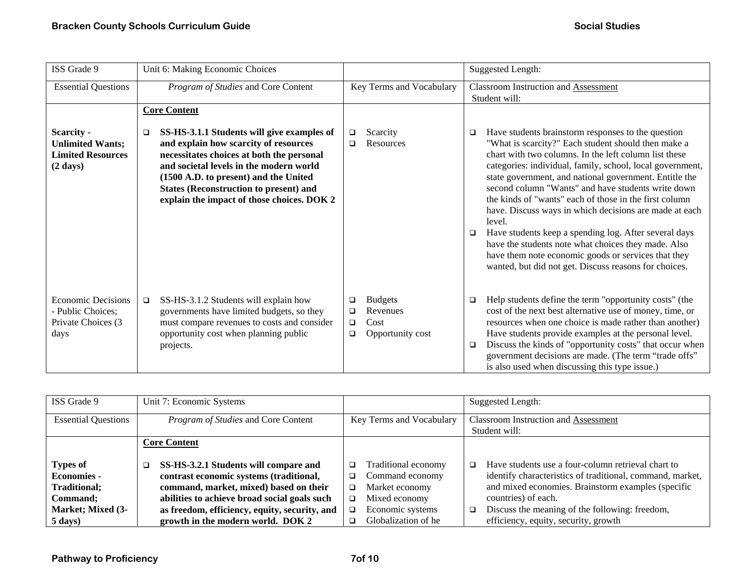| ISS Grade 9 | Unit 6: Making Economic Choices | | Suggested Length: |
|---|---|---|---|
| Essential Questions | *Program of Studies* and Core Content | Key Terms and Vocabulary | Classroom Instruction and Assessment<br>Student will: |
| | **Core Content** | | |
| **Scarcity - Unlimited Wants; Limited Resources (2 days)** | ❑ **SS-HS-3.1.1 Students will give examples of and explain how scarcity of resources necessitates choices at both the personal and societal levels in the modern world (1500 A.D. to present) and the United States (Reconstruction to present) and explain the impact of those choices. DOK 2** | ❑ Scarcity<br>❑ Resources | ❑ Have students brainstorm responses to the question "What is scarcity?" Each student should then make a chart with two columns. In the left column list these categories: individual, family, school, local government, state government, and national government. Entitle the second column "Wants" and have students write down the kinds of "wants" each of those in the first column have. Discuss ways in which decisions are made at each level.<br>❑ Have students keep a spending log. After several days have the students note what choices they made. Also have them note economic goods or services that they wanted, but did not get. Discuss reasons for choices. |
| Economic Decisions - Public Choices; Private Choices (3 days | ❑ SS-HS-3.1.2 Students will explain how governments have limited budgets, so they must compare revenues to costs and consider opportunity cost when planning public projects. | ❑ Budgets<br>❑ Revenues<br>❑ Cost<br>❑ Opportunity cost | ❑ Help students define the term "opportunity costs" (the cost of the next best alternative use of money, time, or resources when one choice is made rather than another) Have students provide examples at the personal level.<br>❑ Discuss the kinds of "opportunity costs" that occur when government decisions are made. (The term "trade offs" is also used when discussing this type issue.) |

| ISS Grade 9 | Unit 7: Economic Systems | | Suggested Length: |
|---|---|---|---|
| Essential Questions | *Program of Studies* and Core Content | Key Terms and Vocabulary | Classroom Instruction and Assessment<br>Student will: |
| | **Core Content** | | |
| **Types of Economies - Traditional; Command; Market; Mixed (3-5 days)** | ❑ **SS-HS-3.2.1 Students will compare and contrast economic systems (traditional, command, market, mixed) based on their abilities to achieve broad social goals such as freedom, efficiency, equity, security, and growth in the modern world. DOK 2** | ❑ Traditional economy<br>❑ Command economy<br>❑ Market economy<br>❑ Mixed economy<br>❑ Economic systems<br>❑ Globalization of he | ❑ Have students use a four-column retrieval chart to identify characteristics of traditional, command, market, and mixed economies. Brainstorm examples (specific countries) of each.<br>❑ Discuss the meaning of the following: freedom, efficiency, equity, security, growth |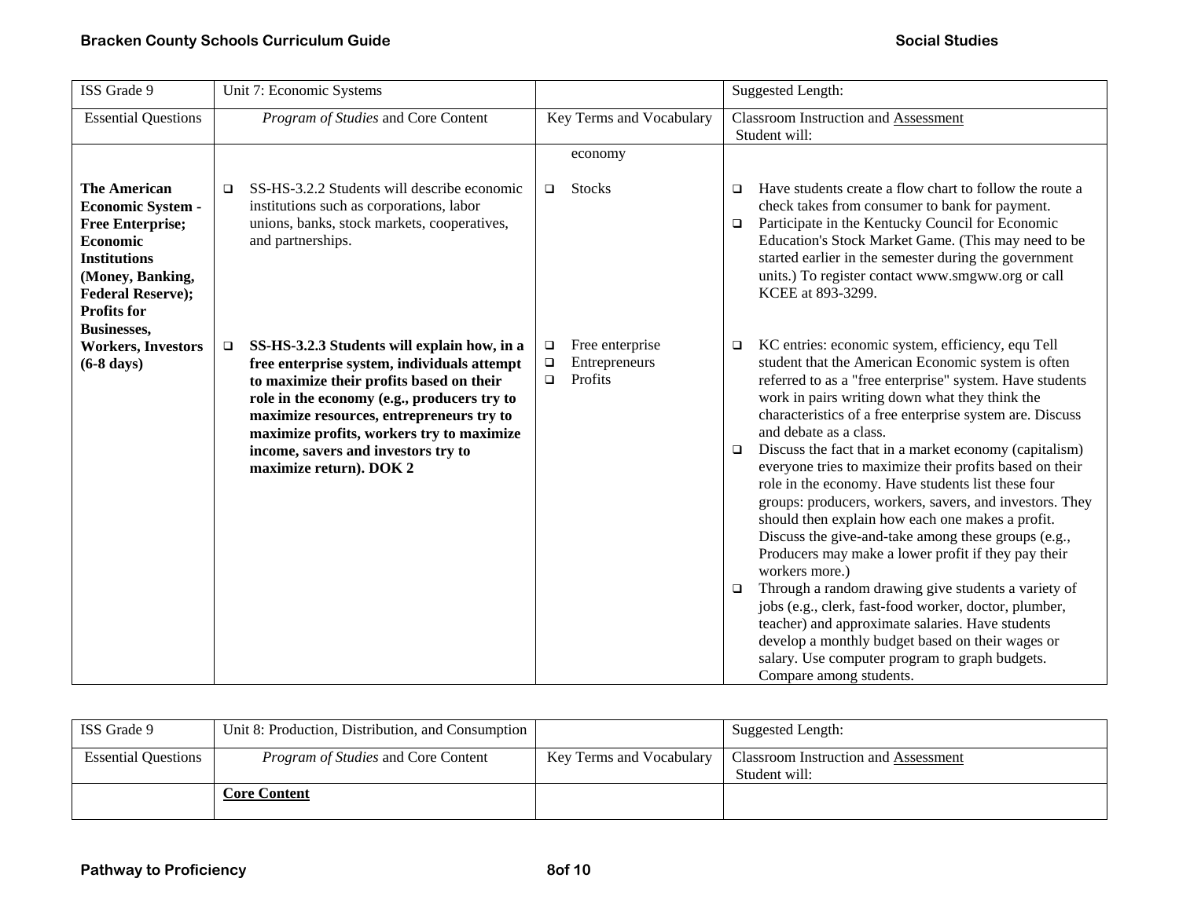| ISS Grade 9 | Unit 7: Economic Systems | | Suggested Length: |
|---|---|---|---|
| Essential Questions | *Program of Studies* and Core Content | Key Terms and Vocabulary | Classroom Instruction and Assessment<br>Student will: |
| | | economy | |
| **The American Economic System - Free Enterprise; Economic Institutions (Money, Banking, Federal Reserve); Profits for Businesses, Workers, Investors (6-8 days)** | ❑ SS-HS-3.2.2 Students will describe economic institutions such as corporations, labor unions, banks, stock markets, cooperatives, and partnerships. | ❑ Stocks | ❑ Have students create a flow chart to follow the route a check takes from consumer to bank for payment.<br>❑ Participate in the Kentucky Council for Economic Education's Stock Market Game. (This may need to be started earlier in the semester during the government units.) To register contact www.smgww.org or call KCEE at 893-3299. |
| | ❑ **SS-HS-3.2.3 Students will explain how, in a free enterprise system, individuals attempt to maximize their profits based on their role in the economy (e.g., producers try to maximize resources, entrepreneurs try to maximize profits, workers try to maximize income, savers and investors try to maximize return). DOK 2** | ❑ Free enterprise<br>❑ Entrepreneurs<br>❑ Profits | ❑ KC entries: economic system, efficiency, equ Tell student that the American Economic system is often referred to as a "free enterprise" system. Have students work in pairs writing down what they think the characteristics of a free enterprise system are. Discuss and debate as a class.<br>❑ Discuss the fact that in a market economy (capitalism) everyone tries to maximize their profits based on their role in the economy. Have students list these four groups: producers, workers, savers, and investors. They should then explain how each one makes a profit. Discuss the give-and-take among these groups (e.g., Producers may make a lower profit if they pay their workers more.)<br>❑ Through a random drawing give students a variety of jobs (e.g., clerk, fast-food worker, doctor, plumber, teacher) and approximate salaries. Have students develop a monthly budget based on their wages or salary. Use computer program to graph budgets. Compare among students. |

| ISS Grade 9 | Unit 8: Production, Distribution, and Consumption | | Suggested Length: |
|---|---|---|---|
| Essential Questions | *Program of Studies* and Core Content | Key Terms and Vocabulary | Classroom Instruction and Assessment<br>Student will: |
| | **Core Content** | | |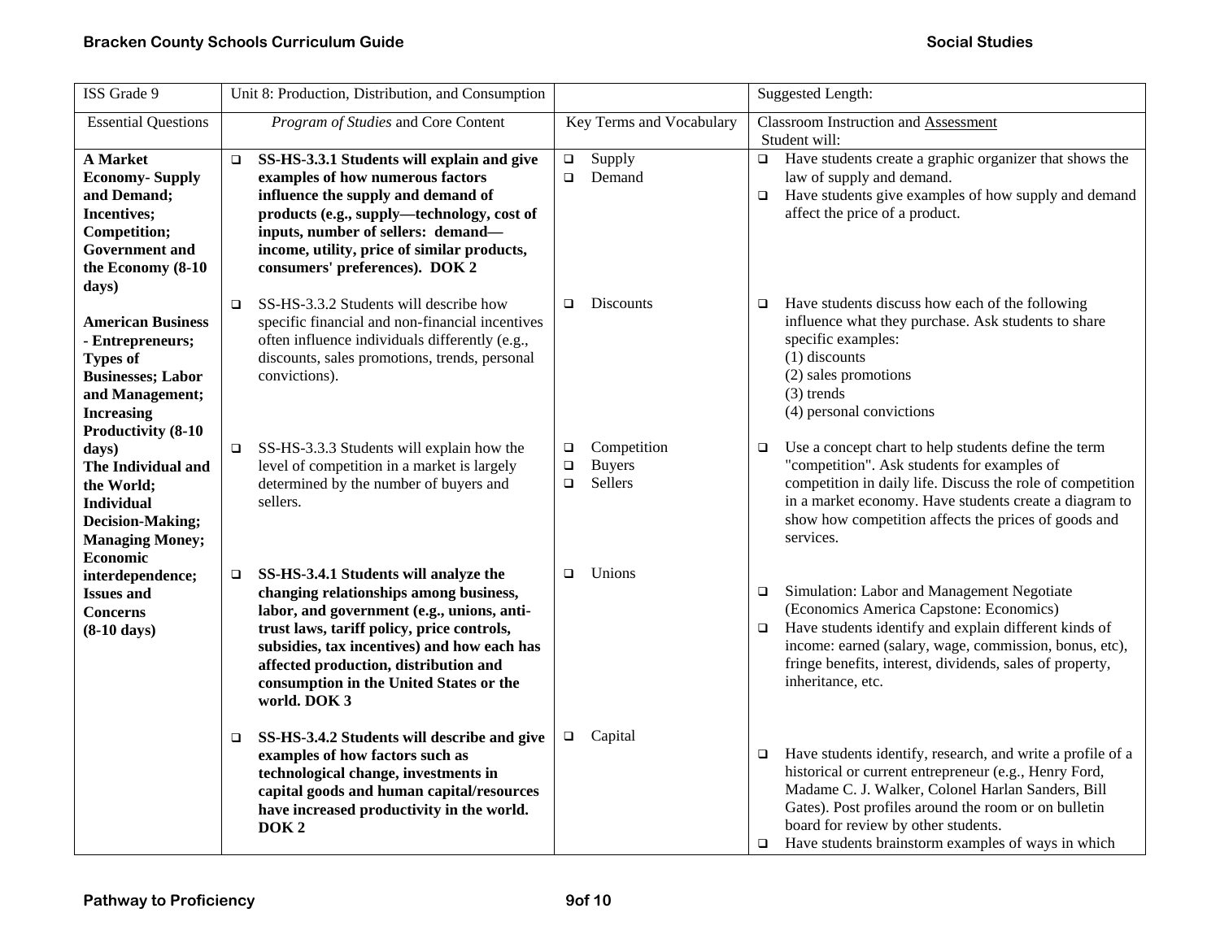| ISS Grade 9 | Unit 8: Production, Distribution, and Consumption | | Suggested Length: |
|---|---|---|---|
| Essential Questions | *Program of Studies* and Core Content | Key Terms and Vocabulary | Classroom Instruction and Assessment<br>Student will: |
| **A Market Economy- Supply and Demand; Incentives; Competition; Government and the Economy (8-10 days)**<br><br>**American Business - Entrepreneurs; Types of Businesses; Labor and Management; Increasing Productivity (8-10 days)**<br>**The Individual and the World; Individual Decision-Making; Managing Money; Economic interdependence; Issues and Concerns (8-10 days)** | ❑ **SS-HS-3.3.1 Students will explain and give examples of how numerous factors influence the supply and demand of products (e.g., supply—technology, cost of inputs, number of sellers: demand—income, utility, price of similar products, consumers' preferences). DOK 2** | ❑ Supply<br>❑ Demand | ❑ Have students create a graphic organizer that shows the law of supply and demand.<br>❑ Have students give examples of how supply and demand affect the price of a product. |
| | ❑ SS-HS-3.3.2 Students will describe how specific financial and non-financial incentives often influence individuals differently (e.g., discounts, sales promotions, trends, personal convictions). | ❑ Discounts | ❑ Have students discuss how each of the following influence what they purchase. Ask students to share specific examples:<br>(1) discounts<br>(2) sales promotions<br>(3) trends<br>(4) personal convictions |
| | ❑ SS-HS-3.3.3 Students will explain how the level of competition in a market is largely determined by the number of buyers and sellers. | ❑ Competition<br>❑ Buyers<br>❑ Sellers | ❑ Use a concept chart to help students define the term "competition". Ask students for examples of competition in daily life. Discuss the role of competition in a market economy. Have students create a diagram to show how competition affects the prices of goods and services. |
| | ❑ **SS-HS-3.4.1 Students will analyze the changing relationships among business, labor, and government (e.g., unions, anti-trust laws, tariff policy, price controls, subsidies, tax incentives) and how each has affected production, distribution and consumption in the United States or the world. DOK 3** | ❑ Unions | ❑ Simulation: Labor and Management Negotiate (Economics America Capstone: Economics)<br>❑ Have students identify and explain different kinds of income: earned (salary, wage, commission, bonus, etc), fringe benefits, interest, dividends, sales of property, inheritance, etc. |
| | ❑ **SS-HS-3.4.2 Students will describe and give examples of how factors such as technological change, investments in capital goods and human capital/resources have increased productivity in the world. DOK 2** | ❑ Capital | ❑ Have students identify, research, and write a profile of a historical or current entrepreneur (e.g., Henry Ford, Madame C. J. Walker, Colonel Harlan Sanders, Bill Gates). Post profiles around the room or on bulletin board for review by other students.<br>❑ Have students brainstorm examples of ways in which |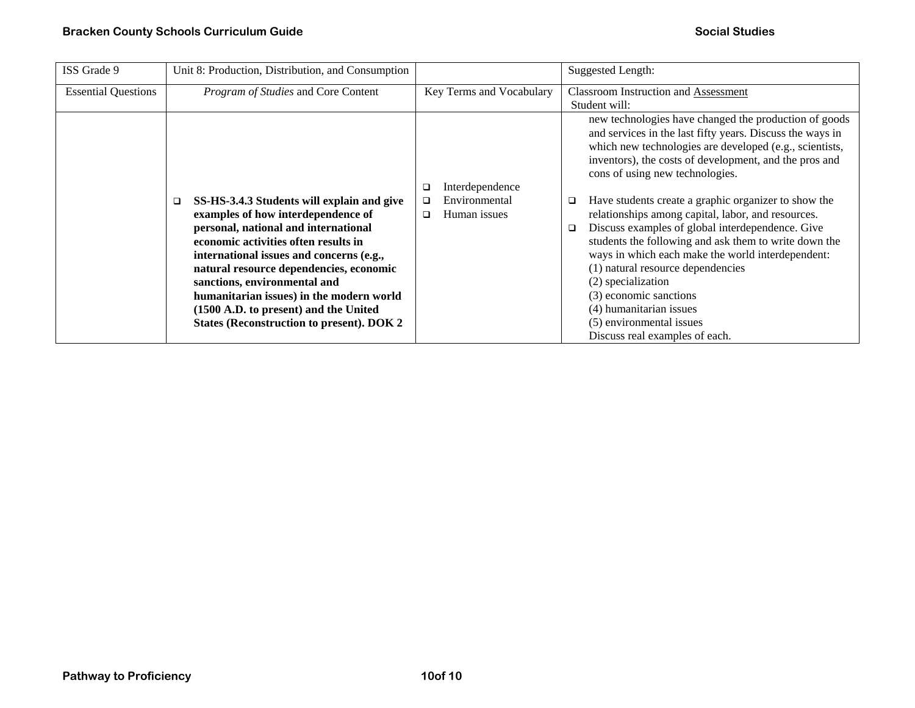| ISS Grade 9 | Unit 8: Production, Distribution, and Consumption | | Suggested Length: |
|---|---|---|---|
| Essential Questions | *Program of Studies* and Core Content | Key Terms and Vocabulary | Classroom Instruction and Assessment<br>Student will: |
| | ❑ **SS-HS-3.4.3 Students will explain and give examples of how interdependence of personal, national and international economic activities often results in international issues and concerns (e.g., natural resource dependencies, economic sanctions, environmental and humanitarian issues) in the modern world (1500 A.D. to present) and the United States (Reconstruction to present). DOK 2** | ❑ Interdependence<br>❑ Environmental<br>❑ Human issues | new technologies have changed the production of goods and services in the last fifty years. Discuss the ways in which new technologies are developed (e.g., scientists, inventors), the costs of development, and the pros and cons of using new technologies.<br><br>❑ Have students create a graphic organizer to show the relationships among capital, labor, and resources.<br>❑ Discuss examples of global interdependence. Give students the following and ask them to write down the ways in which each make the world interdependent:<br>(1) natural resource dependencies<br>(2) specialization<br>(3) economic sanctions<br>(4) humanitarian issues<br>(5) environmental issues<br>Discuss real examples of each. |